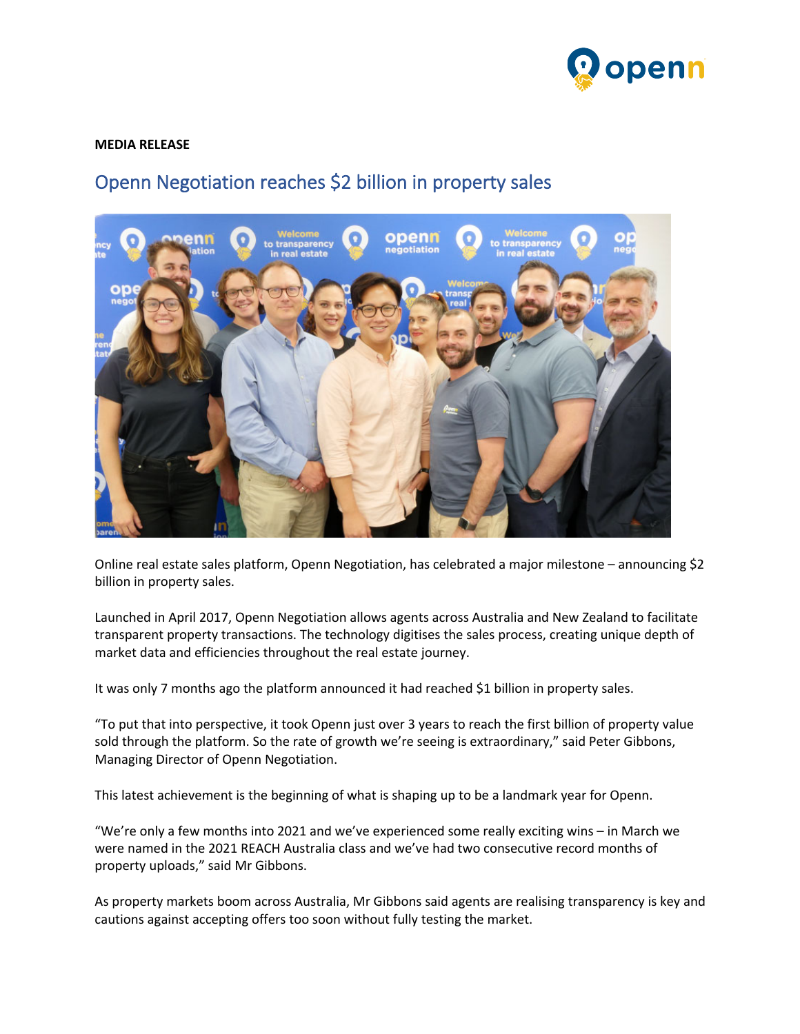**MEDIA RELEASE**

# Openn Negotiation reaches $2 billion in property sales

Online real estate sales platform, Openn Negotiation, has celebrated a major milestone – announcing $2 billion in property sales.

Launched in April 2017, Openn Negotiation allows agents across Australia and New Zealand to facilitate transparent property transactions. The technology digitises the sales process, creating unique depth of market data and efficiencies throughout the real estate journey.

It was only 7 months ago the platform announced it had reached $1 billion in property sales.

"To put that into perspective, it took Openn just over 3 years to reach the first billion of property value sold through the platform. So the rate of growth we're seeing is extraordinary," said Peter Gibbons, Managing Director of Openn Negotiation.

This latest achievement is the beginning of what is shaping up to be a landmark year for Openn.

"We're only a few months into 2021 and we've experienced some really exciting wins – in March we were named in the 2021 REACH Australia class and we've had two consecutive record months of property uploads," said Mr Gibbons.

As property markets boom across Australia, Mr Gibbons said agents are realising transparency is key and cautions against accepting offers too soon without fully testing the market.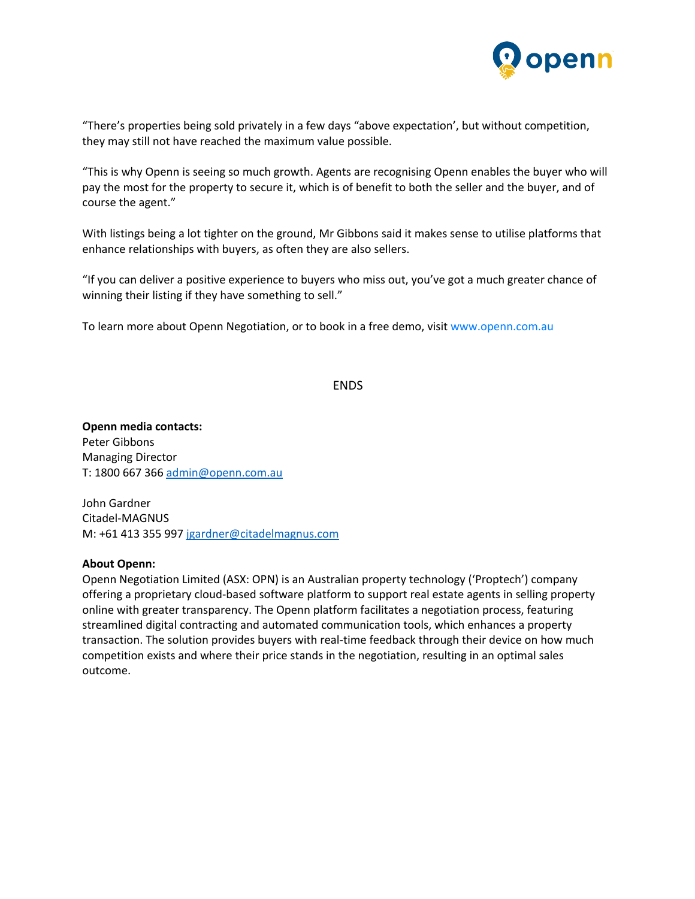"There's properties being sold privately in a few days "above expectation', but without competition, they may still not have reached the maximum value possible.

"This is why Openn is seeing so much growth. Agents are recognising Openn enables the buyer who will pay the most for the property to secure it, which is of benefit to both the seller and the buyer, and of course the agent."

With listings being a lot tighter on the ground, Mr Gibbons said it makes sense to utilise platforms that enhance relationships with buyers, as often they are also sellers.

"If you can deliver a positive experience to buyers who miss out, you've got a much greater chance of winning their listing if they have something to sell."

To learn more about Openn Negotiation, or to book in a free demo, visit www.openn.com.au

ENDS

**Openn media contacts:**
Peter Gibbons
Managing Director
T: 1800 667 366 admin@openn.com.au

John Gardner
Citadel-MAGNUS
M: +61 413 355 997 jgardner@citadelmagnus.com

**About Openn:**
Openn Negotiation Limited (ASX: OPN) is an Australian property technology ('Proptech') company offering a proprietary cloud-based software platform to support real estate agents in selling property online with greater transparency. The Openn platform facilitates a negotiation process, featuring streamlined digital contracting and automated communication tools, which enhances a property transaction. The solution provides buyers with real-time feedback through their device on how much competition exists and where their price stands in the negotiation, resulting in an optimal sales outcome.